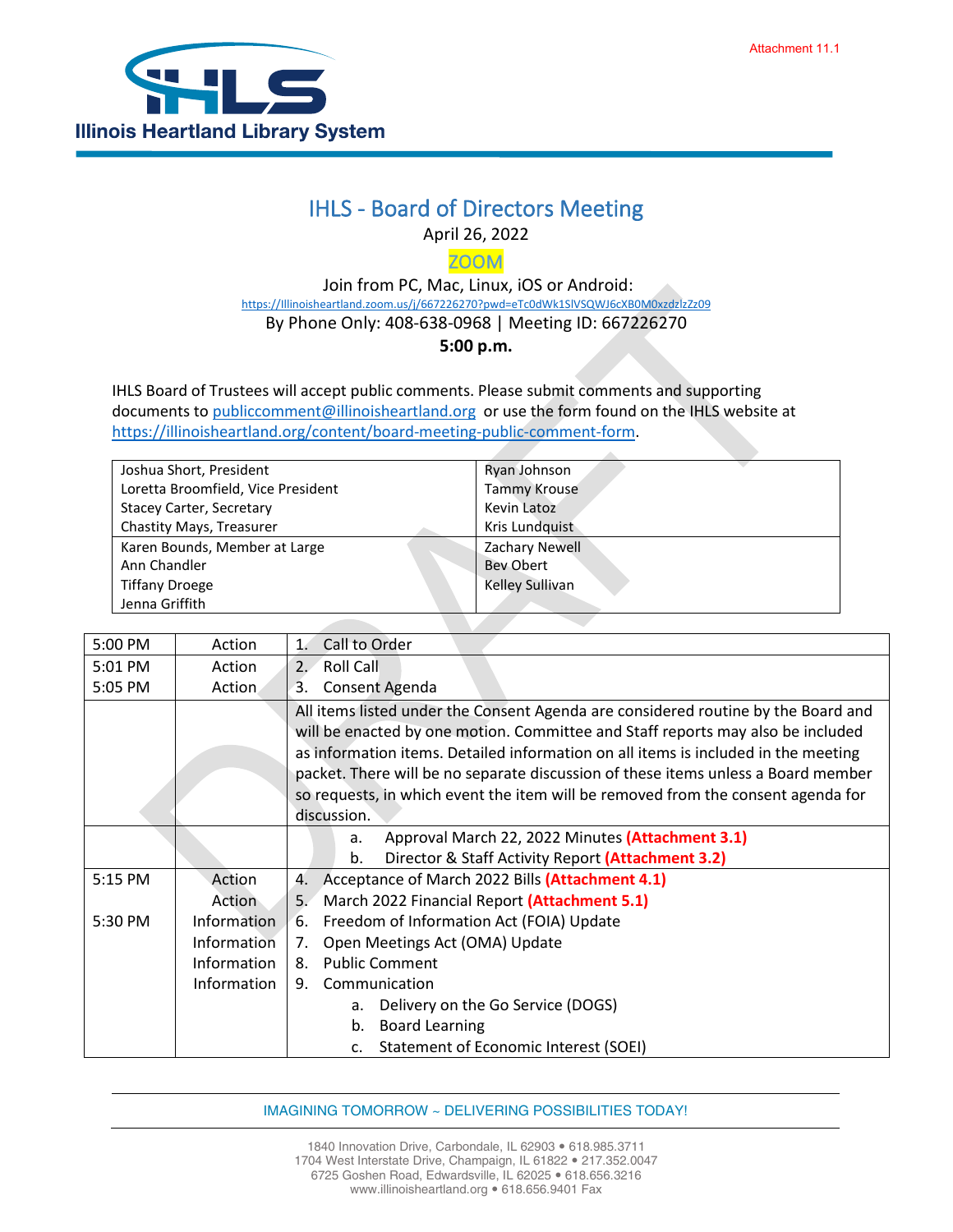Attachment 11.1

Illinois Heartland Library System

# IHLS - Board of Directors Meeting

April 26, 2022

ZOOM

Join from PC, Mac, Linux, iOS or Android:
https://Illinoisheartland.zoom.us/j/667226270?pwd=eTc0dWk1SlVSQWJ6cXB0M0xzdzlzZz09

By Phone Only: 408-638-0968 | Meeting ID: 667226270

**5:00 p.m.**

IHLS Board of Trustees will accept public comments. Please submit comments and supporting documents to publiccomment@illinoisheartland.org or use the form found on the IHLS website at https://illinoisheartland.org/content/board-meeting-public-comment-form.

| | |
|---|---|
| Joshua Short, President<br>Loretta Broomfield, Vice President<br>Stacey Carter, Secretary<br>Chastity Mays, Treasurer | Ryan Johnson<br>Tammy Krouse<br>Kevin Latoz<br>Kris Lundquist |
| Karen Bounds, Member at Large<br>Ann Chandler<br>Tiffany Droege<br>Jenna Griffith | Zachary Newell<br>Bev Obert<br>Kelley Sullivan |

| Time | Type | Item |
|---|---|---|
| 5:00 PM | Action | 1. Call to Order |
| 5:01 PM | Action | 2. Roll Call |
| 5:05 PM | Action | 3. Consent Agenda |
| | | All items listed under the Consent Agenda are considered routine by the Board and will be enacted by one motion. Committee and Staff reports may also be included as information items. Detailed information on all items is included in the meeting packet. There will be no separate discussion of these items unless a Board member so requests, in which event the item will be removed from the consent agenda for discussion. |
| | | a. Approval March 22, 2022 Minutes **(Attachment 3.1)**<br>b. Director & Staff Activity Report **(Attachment 3.2)** |
| 5:15 PM | Action | 4. Acceptance of March 2022 Bills **(Attachment 4.1)** |
| | Action | 5. March 2022 Financial Report **(Attachment 5.1)** |
| 5:30 PM | Information | 6. Freedom of Information Act (FOIA) Update |
| | Information | 7. Open Meetings Act (OMA) Update |
| | Information | 8. Public Comment |
| | Information | 9. Communication<br>a. Delivery on the Go Service (DOGS)<br>b. Board Learning<br>c. Statement of Economic Interest (SOEI) |

IMAGINING TOMORROW ~ DELIVERING POSSIBILITIES TODAY!

1840 Innovation Drive, Carbondale, IL 62903 • 618.985.3711
1704 West Interstate Drive, Champaign, IL 61822 • 217.352.0047
6725 Goshen Road, Edwardsville, IL 62025 • 618.656.3216
www.illinoisheartland.org • 618.656.9401 Fax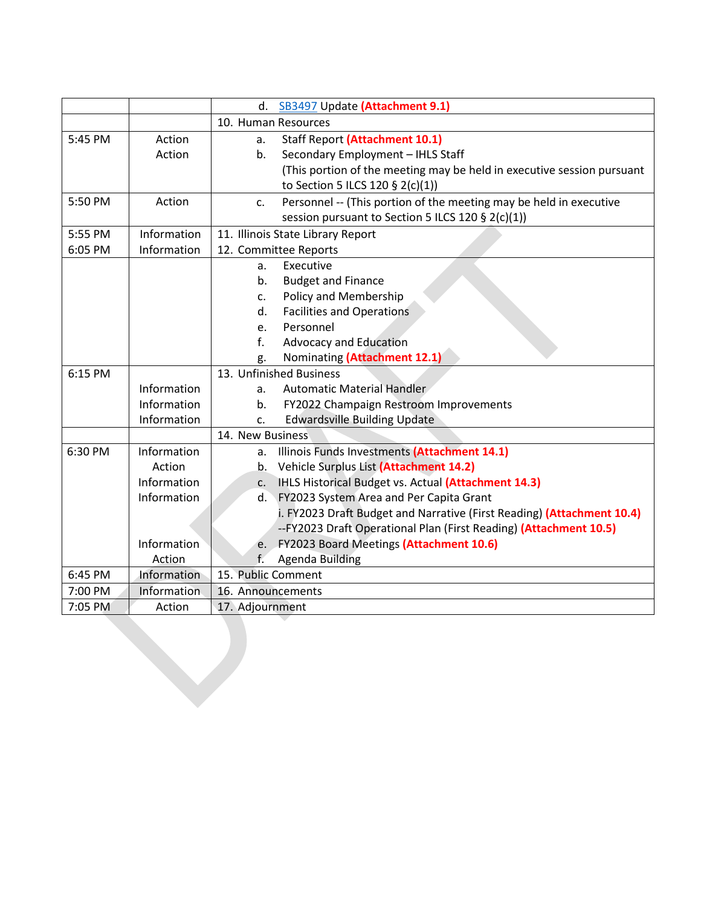| | | |
|---|---|---|
| | | d. SB3497 Update **(Attachment 9.1)** |
| | | 10. Human Resources |
| 5:45 PM | Action<br>Action | a. Staff Report **(Attachment 10.1)**<br>b. Secondary Employment – IHLS Staff<br>(This portion of the meeting may be held in executive session pursuant to Section 5 ILCS 120 § 2(c)(1)) |
| 5:50 PM | Action | c. Personnel -- (This portion of the meeting may be held in executive session pursuant to Section 5 ILCS 120 § 2(c)(1)) |
| 5:55 PM<br>6:05 PM | Information<br>Information | 11. Illinois State Library Report<br>12. Committee Reports |
| | | a. Executive<br>b. Budget and Finance<br>c. Policy and Membership<br>d. Facilities and Operations<br>e. Personnel<br>f. Advocacy and Education<br>g. Nominating **(Attachment 12.1)** |
| 6:15 PM | <br>Information<br>Information<br>Information | 13. Unfinished Business<br>a. Automatic Material Handler<br>b. FY2022 Champaign Restroom Improvements<br>c. Edwardsville Building Update |
| | | 14. New Business |
| 6:30 PM | Information<br>Action<br>Information<br>Information<br><br><br>Information<br>Action | a. Illinois Funds Investments **(Attachment 14.1)**<br>b. Vehicle Surplus List **(Attachment 14.2)**<br>c. IHLS Historical Budget vs. Actual **(Attachment 14.3)**<br>d. FY2023 System Area and Per Capita Grant<br>i. FY2023 Draft Budget and Narrative (First Reading) **(Attachment 10.4)**<br>--FY2023 Draft Operational Plan (First Reading) **(Attachment 10.5)**<br>e. FY2023 Board Meetings **(Attachment 10.6)**<br>f. Agenda Building |
| 6:45 PM | Information | 15. Public Comment |
| 7:00 PM | Information | 16. Announcements |
| 7:05 PM | Action | 17. Adjournment |

DRAFT